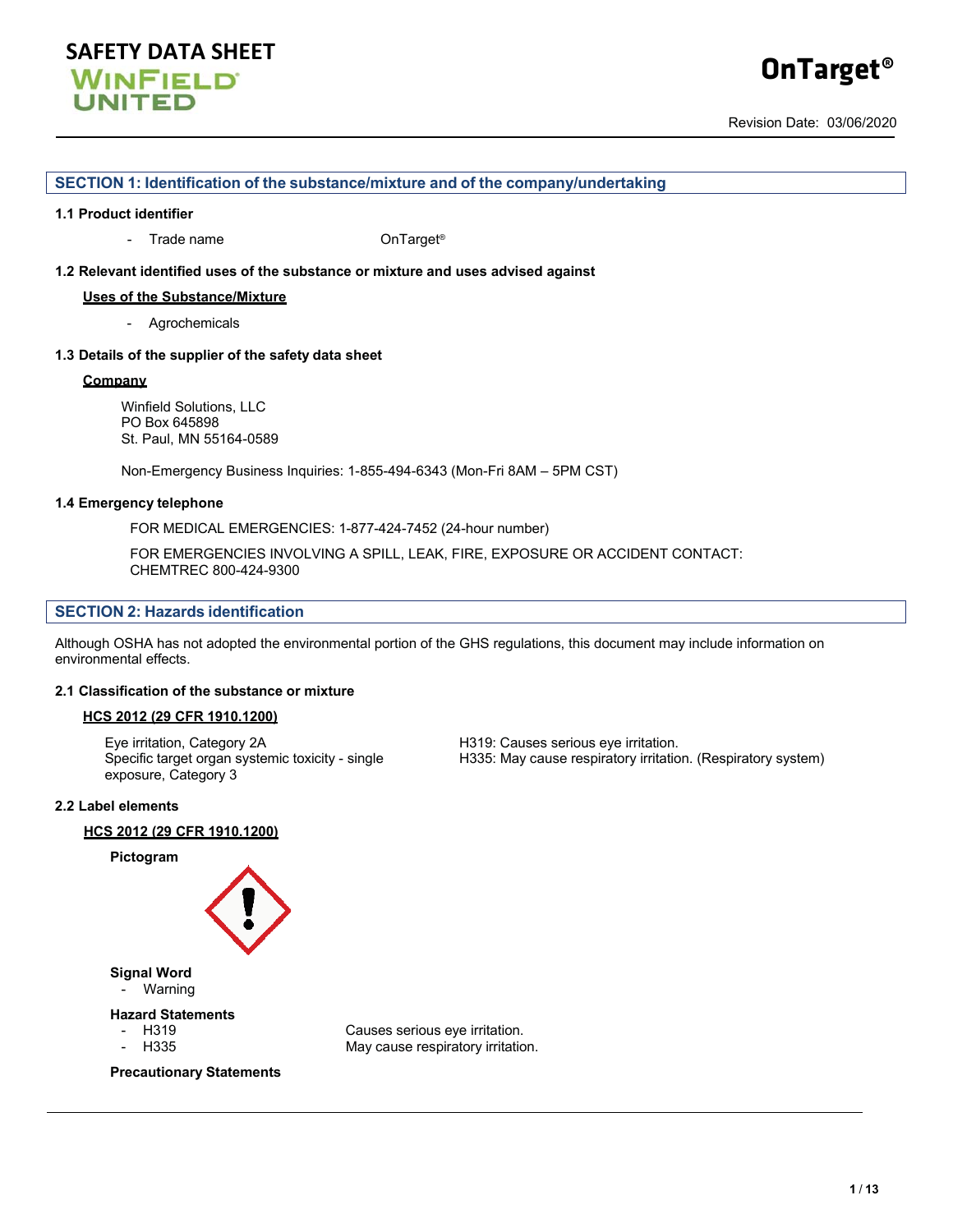# SAFETY DATA SHEET

WINFIELD UNITED

**OnTarget®**

Revision Date: 03/06/2020

## SECTION 1: Identification of the substance/mixture and of the company/undertaking

### 1.1 Product identifier

- Trade name OnTarget®

### 1.2 Relevant identified uses of the substance or mixture and uses advised against

**Uses of the Substance/Mixture**

- Agrochemicals

### 1.3 Details of the supplier of the safety data sheet

**Company**

Winfield Solutions, LLC
PO Box 645898
St. Paul, MN 55164-0589

Non-Emergency Business Inquiries: 1-855-494-6343 (Mon-Fri 8AM – 5PM CST)

### 1.4 Emergency telephone

FOR MEDICAL EMERGENCIES: 1-877-424-7452 (24-hour number)

FOR EMERGENCIES INVOLVING A SPILL, LEAK, FIRE, EXPOSURE OR ACCIDENT CONTACT: CHEMTREC 800-424-9300

## SECTION 2: Hazards identification

Although OSHA has not adopted the environmental portion of the GHS regulations, this document may include information on environmental effects.

### 2.1 Classification of the substance or mixture

**HCS 2012 (29 CFR 1910.1200)**

| | |
|---|---|
| Eye irritation, Category 2A | H319: Causes serious eye irritation. |
| Specific target organ systemic toxicity - single exposure, Category 3 | H335: May cause respiratory irritation. (Respiratory system) |

### 2.2 Label elements

**HCS 2012 (29 CFR 1910.1200)**

**Pictogram**

**Signal Word**

- Warning

**Hazard Statements**

- H319 Causes serious eye irritation.
- H335 May cause respiratory irritation.

**Precautionary Statements**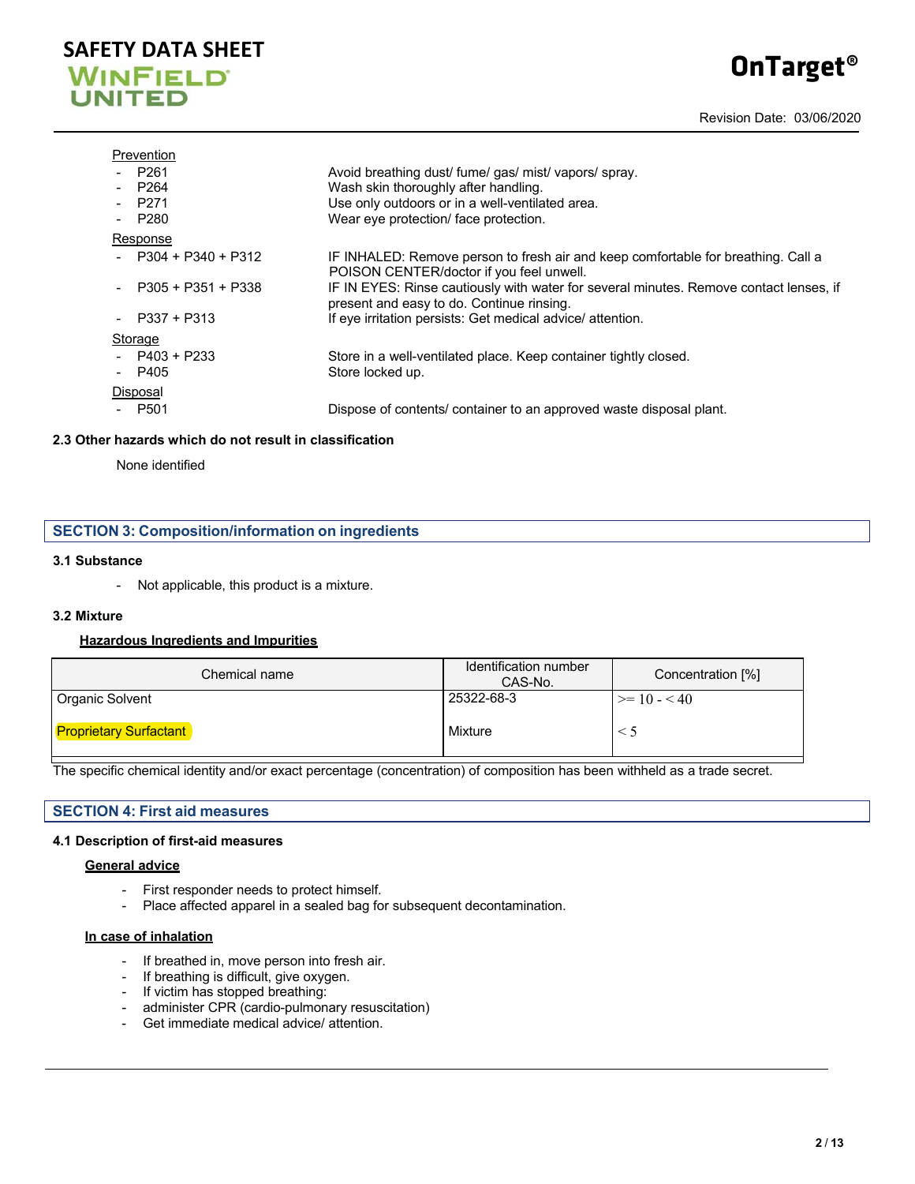Prevention

- P261 — Avoid breathing dust/ fume/ gas/ mist/ vapors/ spray.
- P264 — Wash skin thoroughly after handling.
- P271 — Use only outdoors or in a well-ventilated area.
- P280 — Wear eye protection/ face protection.

Response

- P304 + P340 + P312 — IF INHALED: Remove person to fresh air and keep comfortable for breathing. Call a POISON CENTER/doctor if you feel unwell.
- P305 + P351 + P338 — IF IN EYES: Rinse cautiously with water for several minutes. Remove contact lenses, if present and easy to do. Continue rinsing.
- P337 + P313 — If eye irritation persists: Get medical advice/ attention.

Storage

- P403 + P233 — Store in a well-ventilated place. Keep container tightly closed.
- P405 — Store locked up.

Disposal

- P501 — Dispose of contents/ container to an approved waste disposal plant.

### 2.3 Other hazards which do not result in classification

None identified

## SECTION 3: Composition/information on ingredients

### 3.1 Substance

- Not applicable, this product is a mixture.

### 3.2 Mixture

**Hazardous Ingredients and Impurities**

| Chemical name | Identification number CAS-No. | Concentration [%] |
|---|---|---|
| Organic Solvent | 25322-68-3 | >= 10 - < 40 |
| Proprietary Surfactant | Mixture | < 5 |

The specific chemical identity and/or exact percentage (concentration) of composition has been withheld as a trade secret.

## SECTION 4: First aid measures

### 4.1 Description of first-aid measures

**General advice**

- First responder needs to protect himself.
- Place affected apparel in a sealed bag for subsequent decontamination.

**In case of inhalation**

- If breathed in, move person into fresh air.
- If breathing is difficult, give oxygen.
- If victim has stopped breathing:
- administer CPR (cardio-pulmonary resuscitation)
- Get immediate medical advice/ attention.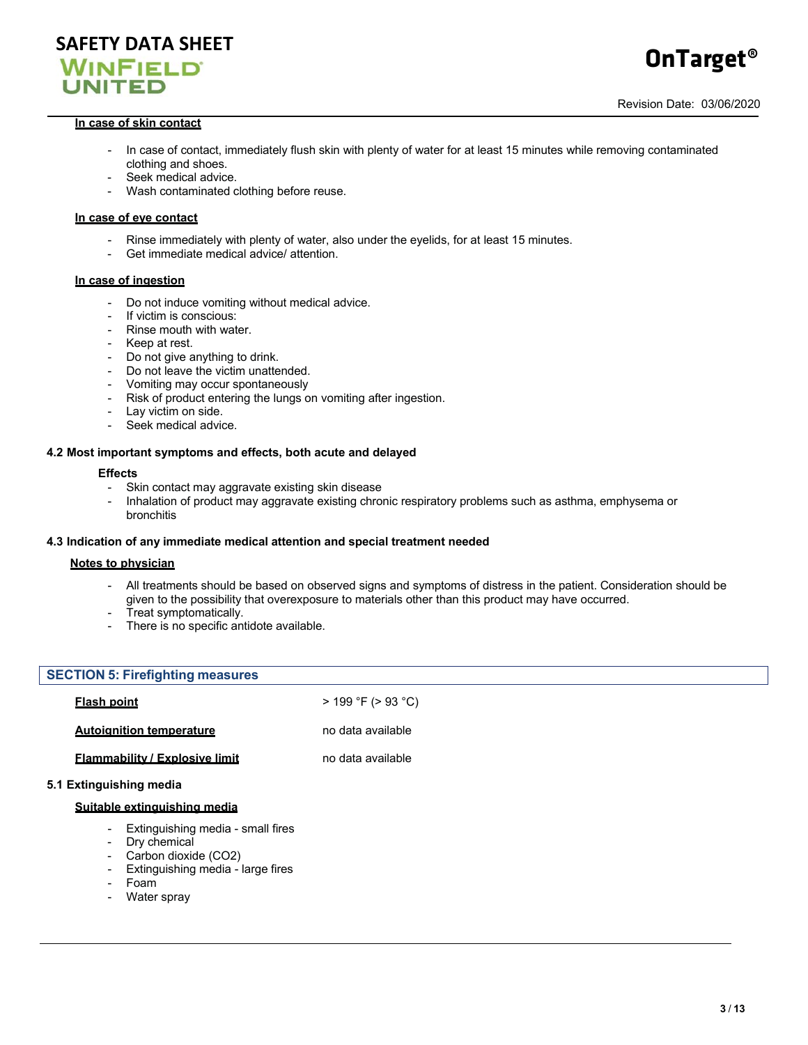**In case of skin contact**

- In case of contact, immediately flush skin with plenty of water for at least 15 minutes while removing contaminated clothing and shoes.
- Seek medical advice.
- Wash contaminated clothing before reuse.

**In case of eye contact**

- Rinse immediately with plenty of water, also under the eyelids, for at least 15 minutes.
- Get immediate medical advice/ attention.

**In case of ingestion**

- Do not induce vomiting without medical advice.
- If victim is conscious:
- Rinse mouth with water.
- Keep at rest.
- Do not give anything to drink.
- Do not leave the victim unattended.
- Vomiting may occur spontaneously
- Risk of product entering the lungs on vomiting after ingestion.
- Lay victim on side.
- Seek medical advice.

### 4.2 Most important symptoms and effects, both acute and delayed

**Effects**

- Skin contact may aggravate existing skin disease
- Inhalation of product may aggravate existing chronic respiratory problems such as asthma, emphysema or bronchitis

### 4.3 Indication of any immediate medical attention and special treatment needed

**Notes to physician**

- All treatments should be based on observed signs and symptoms of distress in the patient. Consideration should be given to the possibility that overexposure to materials other than this product may have occurred.
- Treat symptomatically.
- There is no specific antidote available.

## SECTION 5: Firefighting measures

| | |
|---|---|
| **Flash point** | > 199 °F (> 93 °C) |
| **Autoignition temperature** | no data available |
| **Flammability / Explosive limit** | no data available |

### 5.1 Extinguishing media

**Suitable extinguishing media**

- Extinguishing media - small fires
- Dry chemical
- Carbon dioxide ($CO_2$)
- Extinguishing media - large fires
- Foam
- Water spray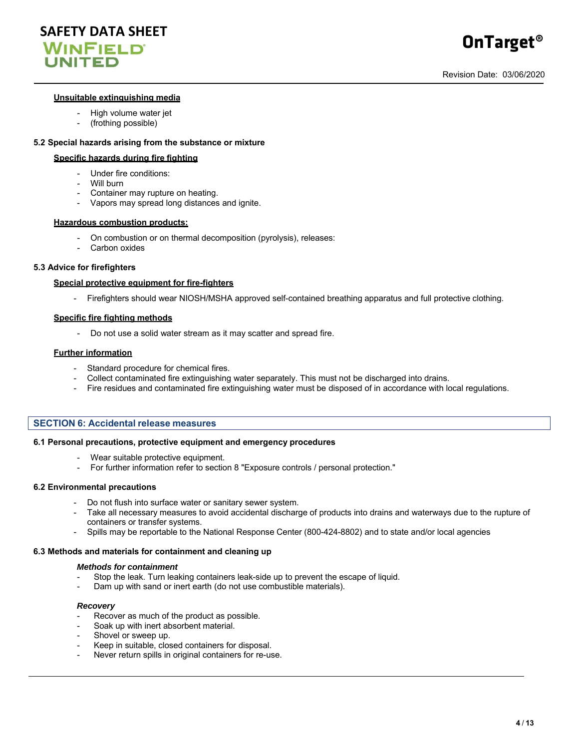**Unsuitable extinguishing media**

- High volume water jet
- (frothing possible)

### 5.2 Special hazards arising from the substance or mixture

**Specific hazards during fire fighting**

- Under fire conditions:
- Will burn
- Container may rupture on heating.
- Vapors may spread long distances and ignite.

**Hazardous combustion products:**

- On combustion or on thermal decomposition (pyrolysis), releases:
- Carbon oxides

### 5.3 Advice for firefighters

**Special protective equipment for fire-fighters**

- Firefighters should wear NIOSH/MSHA approved self-contained breathing apparatus and full protective clothing.

**Specific fire fighting methods**

- Do not use a solid water stream as it may scatter and spread fire.

**Further information**

- Standard procedure for chemical fires.
- Collect contaminated fire extinguishing water separately. This must not be discharged into drains.
- Fire residues and contaminated fire extinguishing water must be disposed of in accordance with local regulations.

## SECTION 6: Accidental release measures

### 6.1 Personal precautions, protective equipment and emergency procedures

- Wear suitable protective equipment.
- For further information refer to section 8 "Exposure controls / personal protection."

### 6.2 Environmental precautions

- Do not flush into surface water or sanitary sewer system.
- Take all necessary measures to avoid accidental discharge of products into drains and waterways due to the rupture of containers or transfer systems.
- Spills may be reportable to the National Response Center (800-424-8802) and to state and/or local agencies

### 6.3 Methods and materials for containment and cleaning up

***Methods for containment***

- Stop the leak. Turn leaking containers leak-side up to prevent the escape of liquid.
- Dam up with sand or inert earth (do not use combustible materials).

***Recovery***

- Recover as much of the product as possible.
- Soak up with inert absorbent material.
- Shovel or sweep up.
- Keep in suitable, closed containers for disposal.
- Never return spills in original containers for re-use.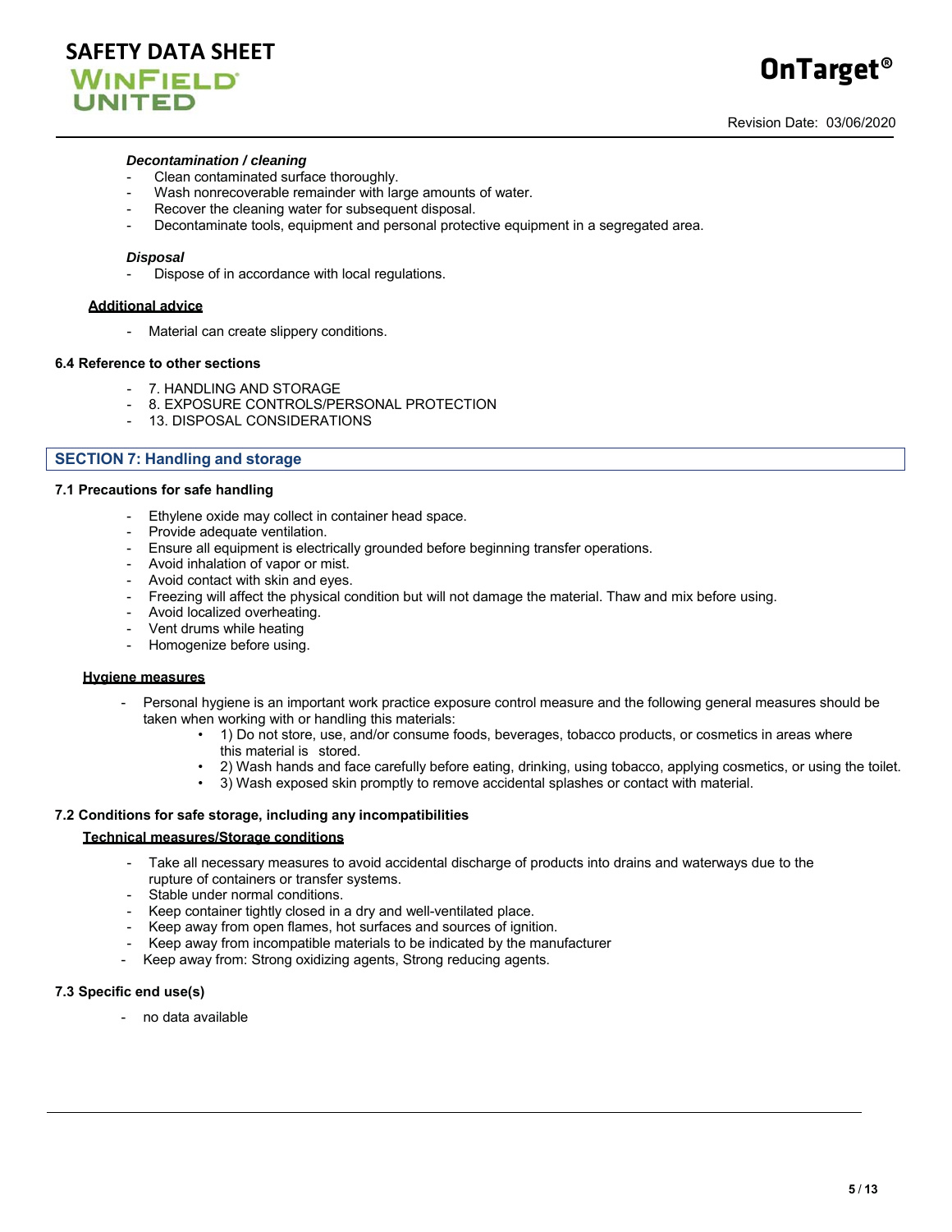***Decontamination / cleaning***

- Clean contaminated surface thoroughly.
- Wash nonrecoverable remainder with large amounts of water.
- Recover the cleaning water for subsequent disposal.
- Decontaminate tools, equipment and personal protective equipment in a segregated area.

***Disposal***

- Dispose of in accordance with local regulations.

**Additional advice**

- Material can create slippery conditions.

### 6.4 Reference to other sections

- 7. HANDLING AND STORAGE
- 8. EXPOSURE CONTROLS/PERSONAL PROTECTION
- 13. DISPOSAL CONSIDERATIONS

## SECTION 7: Handling and storage

### 7.1 Precautions for safe handling

- Ethylene oxide may collect in container head space.
- Provide adequate ventilation.
- Ensure all equipment is electrically grounded before beginning transfer operations.
- Avoid inhalation of vapor or mist.
- Avoid contact with skin and eyes.
- Freezing will affect the physical condition but will not damage the material. Thaw and mix before using.
- Avoid localized overheating.
- Vent drums while heating
- Homogenize before using.

**Hygiene measures**

- Personal hygiene is an important work practice exposure control measure and the following general measures should be taken when working with or handling this materials:
  - 1) Do not store, use, and/or consume foods, beverages, tobacco products, or cosmetics in areas where this material is stored.
  - 2) Wash hands and face carefully before eating, drinking, using tobacco, applying cosmetics, or using the toilet.
  - 3) Wash exposed skin promptly to remove accidental splashes or contact with material.

### 7.2 Conditions for safe storage, including any incompatibilities

**Technical measures/Storage conditions**

- Take all necessary measures to avoid accidental discharge of products into drains and waterways due to the rupture of containers or transfer systems.
- Stable under normal conditions.
- Keep container tightly closed in a dry and well-ventilated place.
- Keep away from open flames, hot surfaces and sources of ignition.
- Keep away from incompatible materials to be indicated by the manufacturer
- Keep away from: Strong oxidizing agents, Strong reducing agents.

### 7.3 Specific end use(s)

- no data available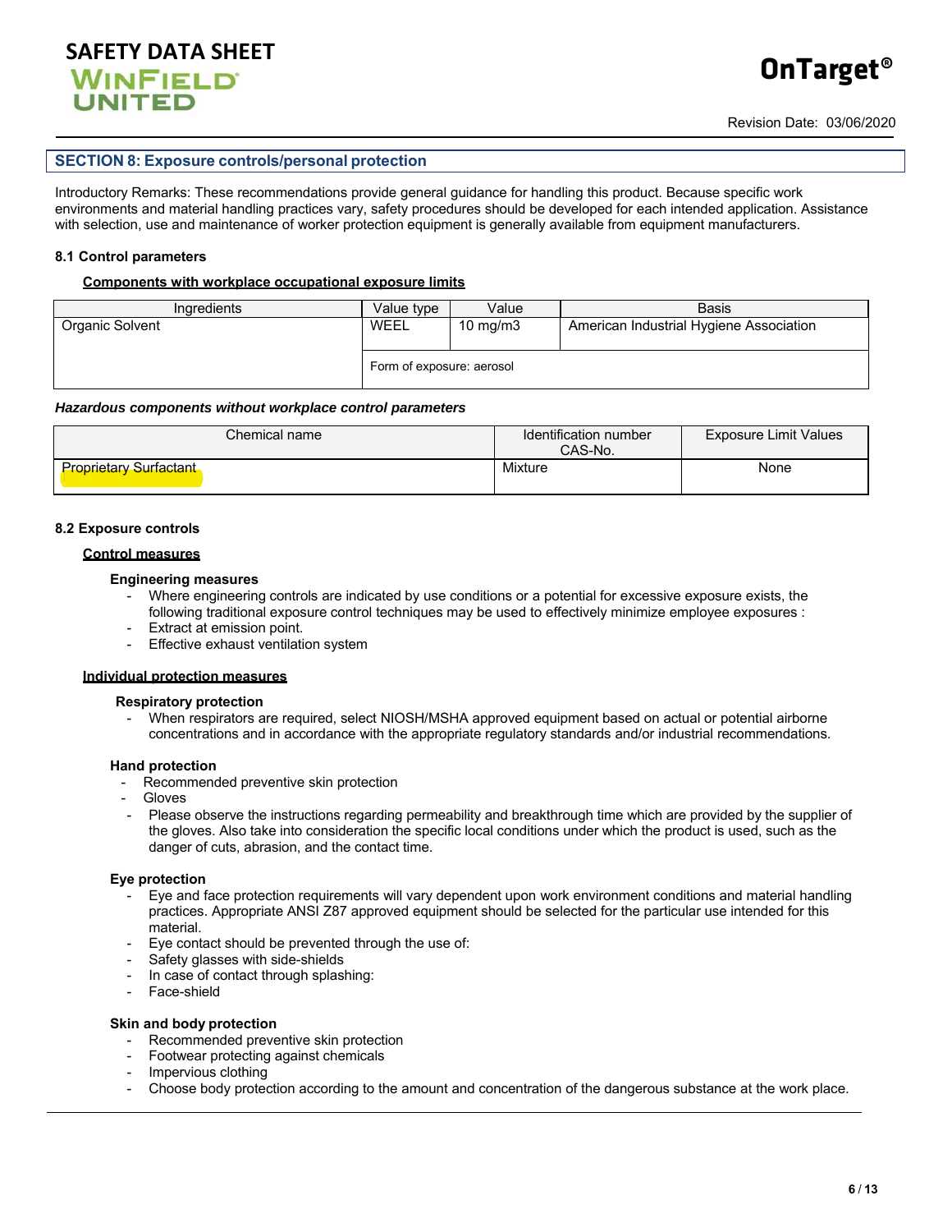## SECTION 8: Exposure controls/personal protection

Introductory Remarks: These recommendations provide general guidance for handling this product. Because specific work environments and material handling practices vary, safety procedures should be developed for each intended application. Assistance with selection, use and maintenance of worker protection equipment is generally available from equipment manufacturers.

### 8.1 Control parameters

**Components with workplace occupational exposure limits**

| Ingredients | Value type | Value | Basis |
|---|---|---|---|
| Organic Solvent | WEEL | 10 mg/m3 | American Industrial Hygiene Association |
| | Form of exposure: aerosol | | |

***Hazardous components without workplace control parameters***

| Chemical name | Identification number CAS-No. | Exposure Limit Values |
|---|---|---|
| Proprietary Surfactant | Mixture | None |

### 8.2 Exposure controls

**Control measures**

**Engineering measures**

- Where engineering controls are indicated by use conditions or a potential for excessive exposure exists, the following traditional exposure control techniques may be used to effectively minimize employee exposures :
- Extract at emission point.
- Effective exhaust ventilation system

**Individual protection measures**

**Respiratory protection**

- When respirators are required, select NIOSH/MSHA approved equipment based on actual or potential airborne concentrations and in accordance with the appropriate regulatory standards and/or industrial recommendations.

**Hand protection**

- Recommended preventive skin protection
- Gloves
- Please observe the instructions regarding permeability and breakthrough time which are provided by the supplier of the gloves. Also take into consideration the specific local conditions under which the product is used, such as the danger of cuts, abrasion, and the contact time.

**Eye protection**

- Eye and face protection requirements will vary dependent upon work environment conditions and material handling practices. Appropriate ANSI Z87 approved equipment should be selected for the particular use intended for this material.
- Eye contact should be prevented through the use of:
- Safety glasses with side-shields
- In case of contact through splashing:
- Face-shield

**Skin and body protection**

- Recommended preventive skin protection
- Footwear protecting against chemicals
- Impervious clothing
- Choose body protection according to the amount and concentration of the dangerous substance at the work place.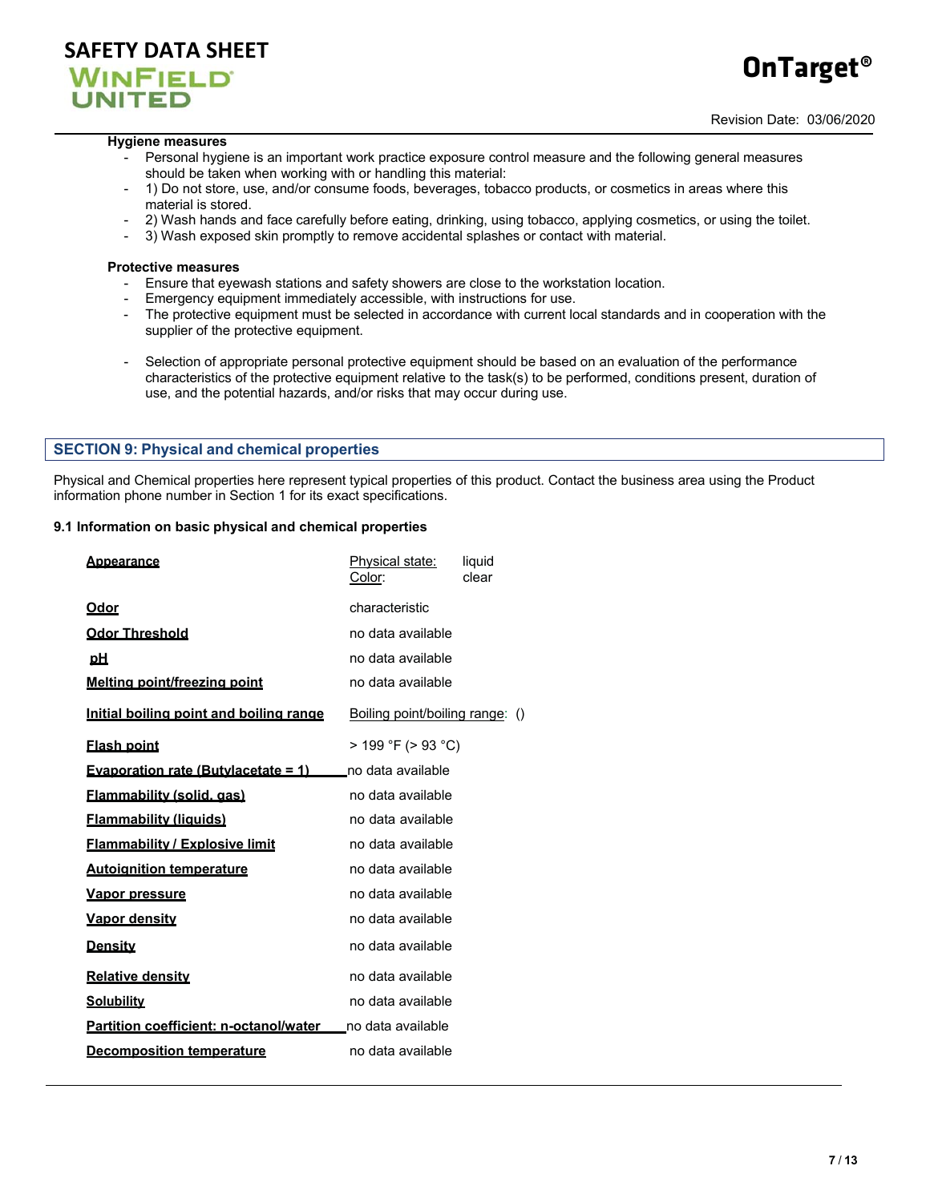**Hygiene measures**

- Personal hygiene is an important work practice exposure control measure and the following general measures should be taken when working with or handling this material:
- 1) Do not store, use, and/or consume foods, beverages, tobacco products, or cosmetics in areas where this material is stored.
- 2) Wash hands and face carefully before eating, drinking, using tobacco, applying cosmetics, or using the toilet.
- 3) Wash exposed skin promptly to remove accidental splashes or contact with material.

**Protective measures**

- Ensure that eyewash stations and safety showers are close to the workstation location.
- Emergency equipment immediately accessible, with instructions for use.
- The protective equipment must be selected in accordance with current local standards and in cooperation with the supplier of the protective equipment.
- Selection of appropriate personal protective equipment should be based on an evaluation of the performance characteristics of the protective equipment relative to the task(s) to be performed, conditions present, duration of use, and the potential hazards, and/or risks that may occur during use.

## SECTION 9: Physical and chemical properties

Physical and Chemical properties here represent typical properties of this product. Contact the business area using the Product information phone number in Section 1 for its exact specifications.

### 9.1 Information on basic physical and chemical properties

| Property | Value |
|---|---|
| Appearance | Physical state: liquid<br>Color: clear |
| Odor | characteristic |
| Odor Threshold | no data available |
| pH | no data available |
| Melting point/freezing point | no data available |
| Initial boiling point and boiling range | Boiling point/boiling range: () |
| Flash point | > 199 °F (> 93 °C) |
| Evaporation rate (Butylacetate = 1) | no data available |
| Flammability (solid, gas) | no data available |
| Flammability (liquids) | no data available |
| Flammability / Explosive limit | no data available |
| Autoignition temperature | no data available |
| Vapor pressure | no data available |
| Vapor density | no data available |
| Density | no data available |
| Relative density | no data available |
| Solubility | no data available |
| Partition coefficient: n-octanol/water | no data available |
| Decomposition temperature | no data available |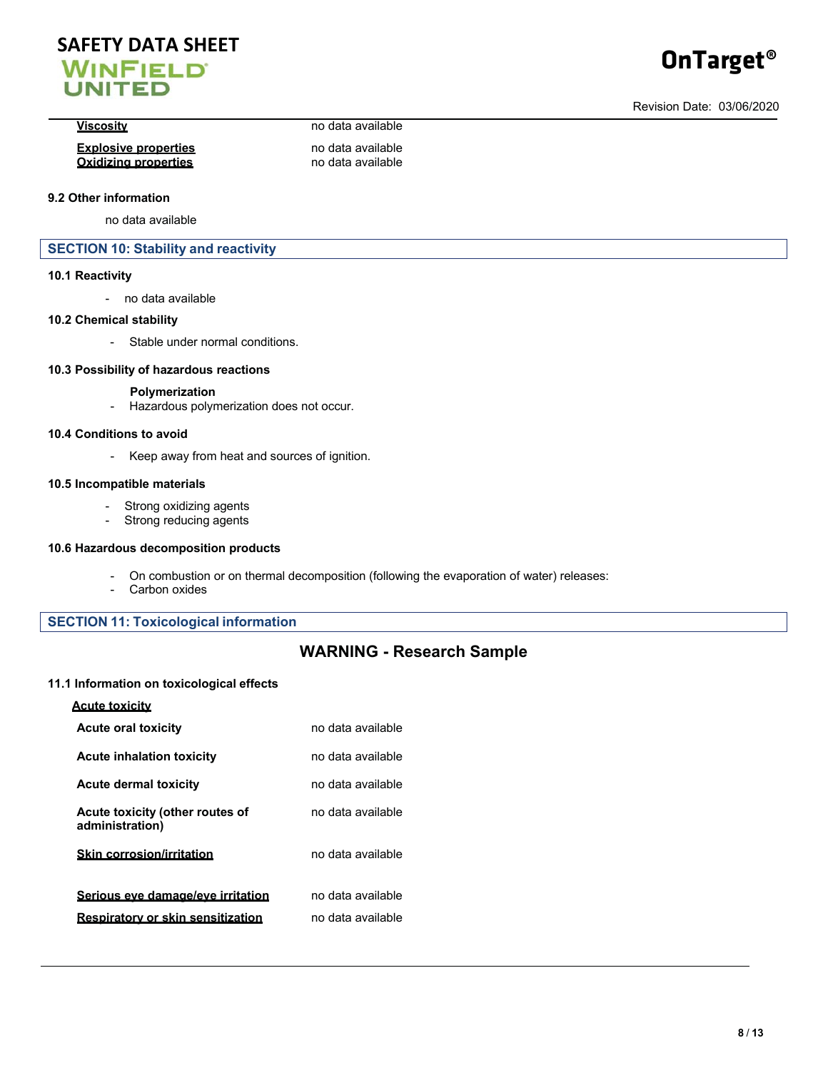| | |
|---|---|
| **Viscosity** | no data available |
| **Explosive properties** | no data available |
| **Oxidizing properties** | no data available |

### 9.2 Other information

no data available

## SECTION 10: Stability and reactivity

### 10.1 Reactivity

- no data available

### 10.2 Chemical stability

- Stable under normal conditions.

### 10.3 Possibility of hazardous reactions

**Polymerization**

- Hazardous polymerization does not occur.

### 10.4 Conditions to avoid

- Keep away from heat and sources of ignition.

### 10.5 Incompatible materials

- Strong oxidizing agents
- Strong reducing agents

### 10.6 Hazardous decomposition products

- On combustion or on thermal decomposition (following the evaporation of water) releases:
- Carbon oxides

## SECTION 11: Toxicological information

**WARNING - Research Sample**

### 11.1 Information on toxicological effects

**Acute toxicity**

| | |
|---|---|
| **Acute oral toxicity** | no data available |
| **Acute inhalation toxicity** | no data available |
| **Acute dermal toxicity** | no data available |
| **Acute toxicity (other routes of administration)** | no data available |
| **Skin corrosion/irritation** | no data available |
| **Serious eye damage/eye irritation** | no data available |
| **Respiratory or skin sensitization** | no data available |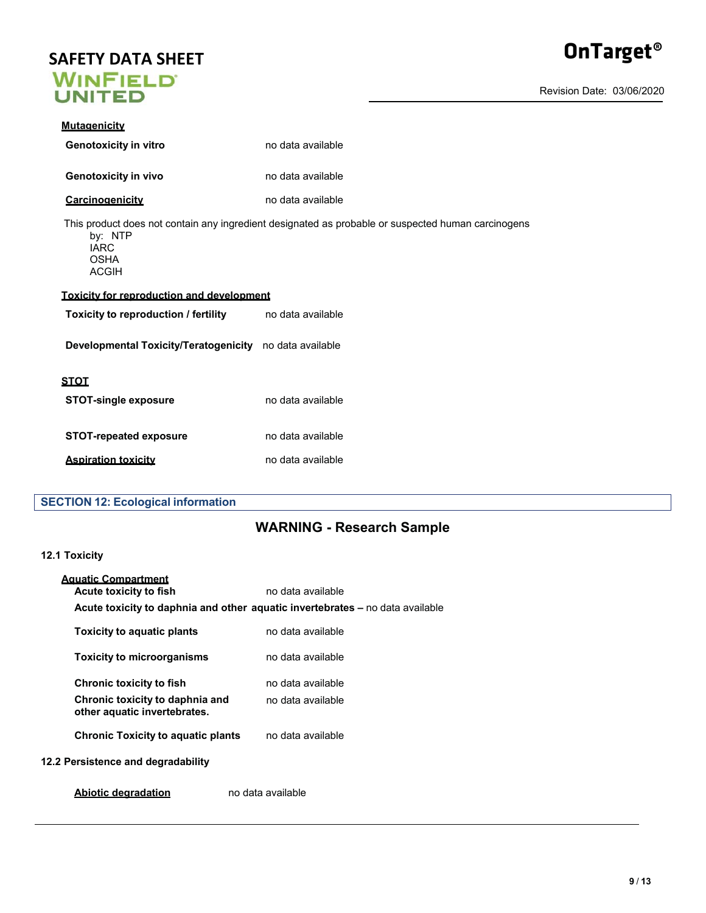**Mutagenicity**

**Genotoxicity in vitro** no data available

**Genotoxicity in vivo** no data available

**Carcinogenicity** no data available

This product does not contain any ingredient designated as probable or suspected human carcinogens by:
- NTP
- IARC
- OSHA
- ACGIH

**Toxicity for reproduction and development**

**Toxicity to reproduction / fertility** no data available

**Developmental Toxicity/Teratogenicity** no data available

**STOT**

**STOT-single exposure** no data available

**STOT-repeated exposure** no data available

**Aspiration toxicity** no data available

## SECTION 12: Ecological information

### WARNING - Research Sample

### 12.1 Toxicity

**Aquatic Compartment**

**Acute toxicity to fish** no data available

**Acute toxicity to daphnia and other aquatic invertebrates –** no data available

**Toxicity to aquatic plants** no data available

**Toxicity to microorganisms** no data available

**Chronic toxicity to fish** no data available

**Chronic toxicity to daphnia and other aquatic invertebrates.** no data available

**Chronic Toxicity to aquatic plants** no data available

### 12.2 Persistence and degradability

**Abiotic degradation** no data available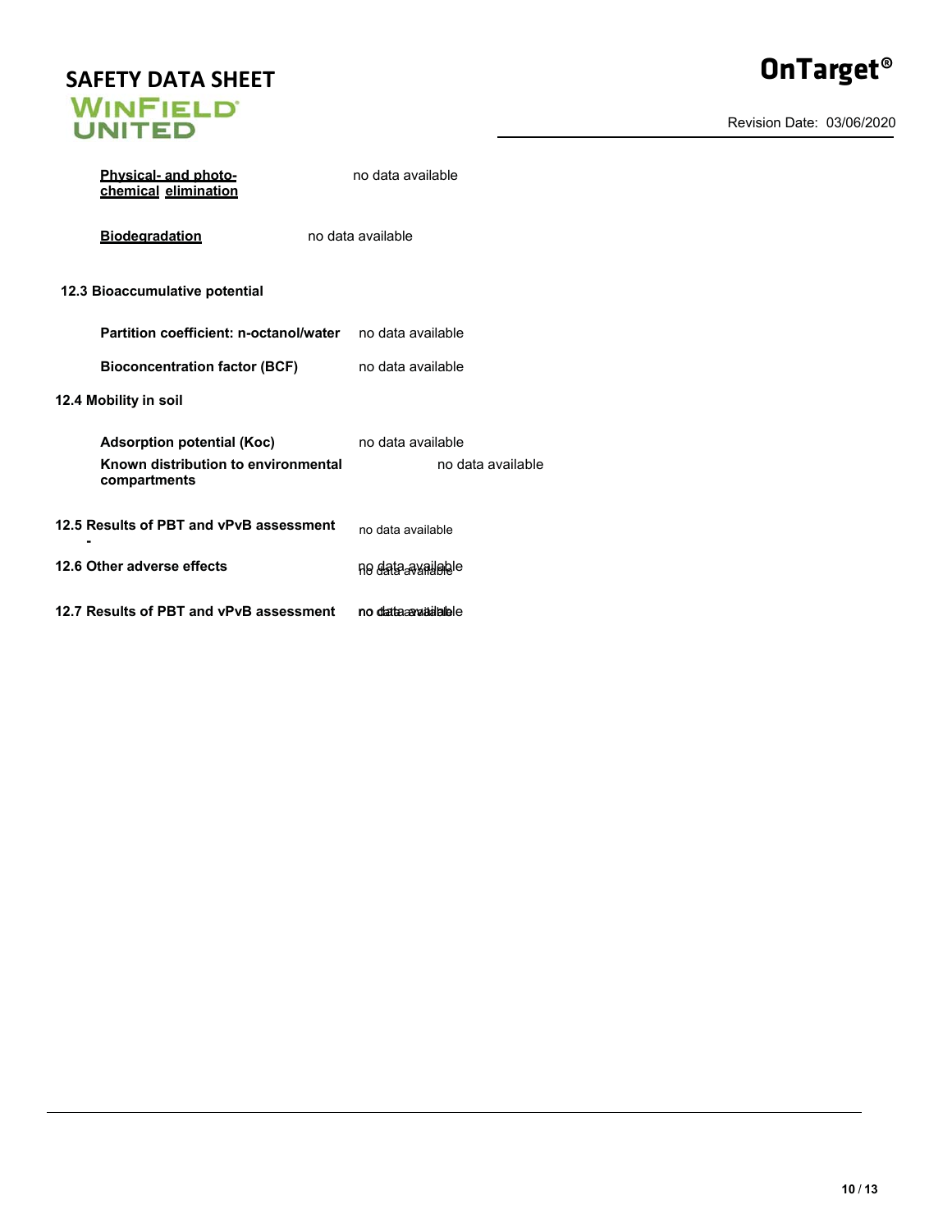**Physical- and photo-chemical elimination** no data available

**Biodegradation** no data available

**12.3 Bioaccumulative potential**

| | |
|---|---|
| **Partition coefficient: n-octanol/water** | no data available |
| **Bioconcentration factor (BCF)** | no data available |

**12.4 Mobility in soil**

| | |
|---|---|
| **Adsorption potential (Koc)** | no data available |
| **Known distribution to environmental compartments** | no data available |

| | |
|---|---|
| **12.5 Results of PBT and vPvB assessment** - | no data available |
| **12.6 Other adverse effects** | no data available |
| **12.7 Results of PBT and vPvB assessment** | no data available |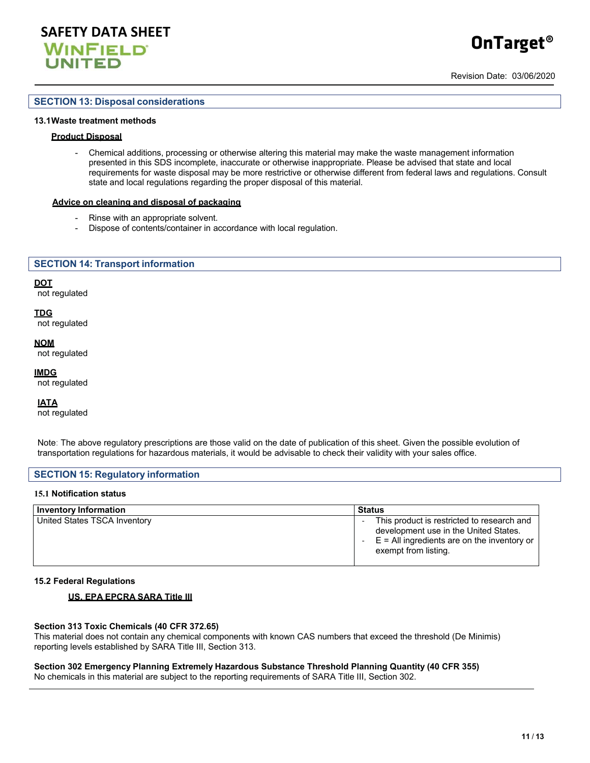## SECTION 13: Disposal considerations

### 13.1 Waste treatment methods

**Product Disposal**

- Chemical additions, processing or otherwise altering this material may make the waste management information presented in this SDS incomplete, inaccurate or otherwise inappropriate. Please be advised that state and local requirements for waste disposal may be more restrictive or otherwise different from federal laws and regulations. Consult state and local regulations regarding the proper disposal of this material.

**Advice on cleaning and disposal of packaging**

- Rinse with an appropriate solvent.
- Dispose of contents/container in accordance with local regulation.

## SECTION 14: Transport information

**DOT**
not regulated

**TDG**
not regulated

**NOM**
not regulated

**IMDG**
not regulated

**IATA**
not regulated

Note: The above regulatory prescriptions are those valid on the date of publication of this sheet. Given the possible evolution of transportation regulations for hazardous materials, it would be advisable to check their validity with your sales office.

## SECTION 15: Regulatory information

### 15.1 Notification status

| Inventory Information | Status |
| --- | --- |
| United States TSCA Inventory | - This product is restricted to research and development use in the United States.<br>- E = All ingredients are on the inventory or exempt from listing. |

### 15.2 Federal Regulations

**US. EPA EPCRA SARA Title III**

**Section 313 Toxic Chemicals (40 CFR 372.65)**
This material does not contain any chemical components with known CAS numbers that exceed the threshold (De Minimis) reporting levels established by SARA Title III, Section 313.

**Section 302 Emergency Planning Extremely Hazardous Substance Threshold Planning Quantity (40 CFR 355)**
No chemicals in this material are subject to the reporting requirements of SARA Title III, Section 302.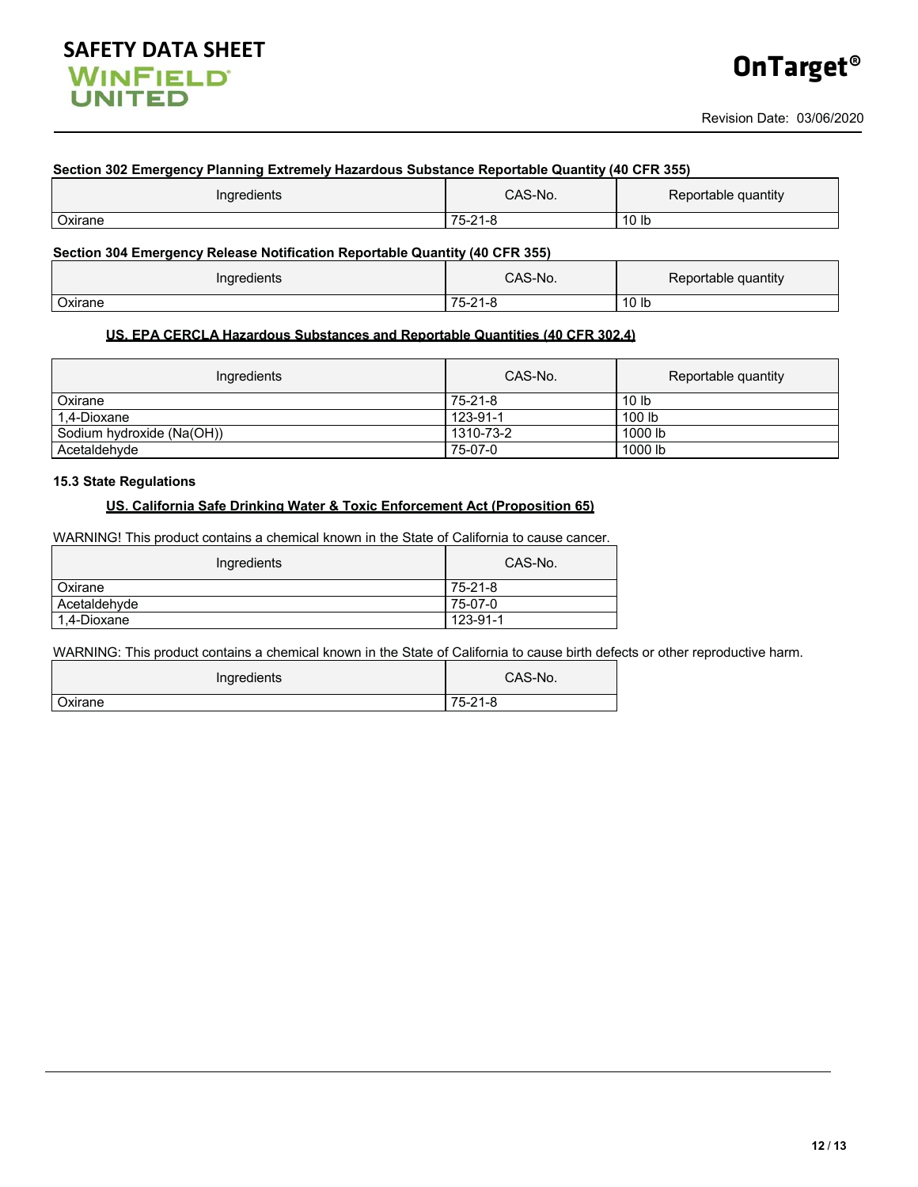**Section 302 Emergency Planning Extremely Hazardous Substance Reportable Quantity (40 CFR 355)**

| Ingredients | CAS-No. | Reportable quantity |
|---|---|---|
| Oxirane | 75-21-8 | 10 lb |

**Section 304 Emergency Release Notification Reportable Quantity (40 CFR 355)**

| Ingredients | CAS-No. | Reportable quantity |
|---|---|---|
| Oxirane | 75-21-8 | 10 lb |

**US. EPA CERCLA Hazardous Substances and Reportable Quantities (40 CFR 302.4)**

| Ingredients | CAS-No. | Reportable quantity |
|---|---|---|
| Oxirane | 75-21-8 | 10 lb |
| 1,4-Dioxane | 123-91-1 | 100 lb |
| Sodium hydroxide (Na(OH)) | 1310-73-2 | 1000 lb |
| Acetaldehyde | 75-07-0 | 1000 lb |

### 15.3 State Regulations

**US. California Safe Drinking Water & Toxic Enforcement Act (Proposition 65)**

WARNING! This product contains a chemical known in the State of California to cause cancer.

| Ingredients | CAS-No. |
|---|---|
| Oxirane | 75-21-8 |
| Acetaldehyde | 75-07-0 |
| 1,4-Dioxane | 123-91-1 |

WARNING: This product contains a chemical known in the State of California to cause birth defects or other reproductive harm.

| Ingredients | CAS-No. |
|---|---|
| Oxirane | 75-21-8 |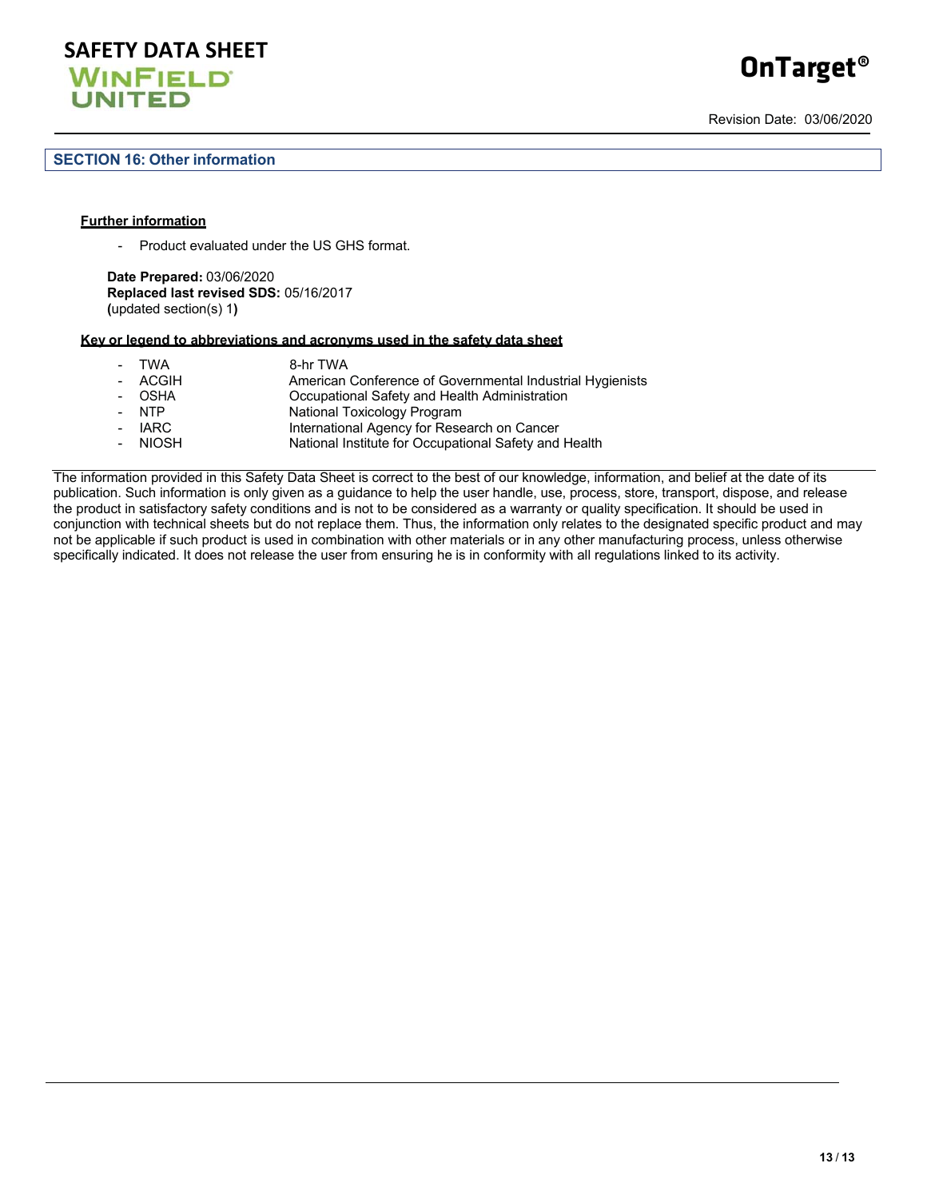## SECTION 16: Other information

**Further information**

- Product evaluated under the US GHS format.

**Date Prepared:** 03/06/2020
**Replaced last revised SDS:** 05/16/2017
**(**updated section(s) 1**)**

**Key or legend to abbreviations and acronyms used in the safety data sheet**

- TWA — 8-hr TWA
- ACGIH — American Conference of Governmental Industrial Hygienists
- OSHA — Occupational Safety and Health Administration
- NTP — National Toxicology Program
- IARC — International Agency for Research on Cancer
- NIOSH — National Institute for Occupational Safety and Health

The information provided in this Safety Data Sheet is correct to the best of our knowledge, information, and belief at the date of its publication. Such information is only given as a guidance to help the user handle, use, process, store, transport, dispose, and release the product in satisfactory safety conditions and is not to be considered as a warranty or quality specification. It should be used in conjunction with technical sheets but do not replace them. Thus, the information only relates to the designated specific product and may not be applicable if such product is used in combination with other materials or in any other manufacturing process, unless otherwise specifically indicated. It does not release the user from ensuring he is in conformity with all regulations linked to its activity.